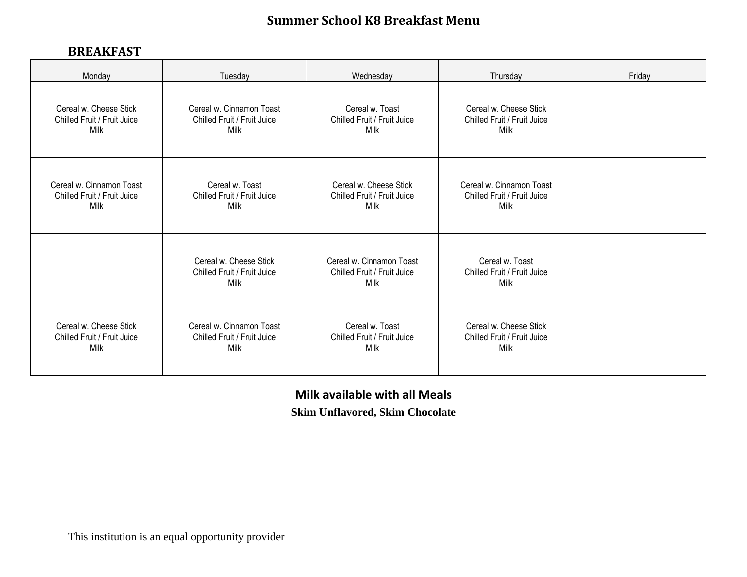# Summer School K8 Breakfast Menu

## BREAKFAST

| Monday | Tuesday | Wednesday | Thursday | Friday |
| --- | --- | --- | --- | --- |
| Cereal w. Cheese Stick<br>Chilled Fruit / Fruit Juice<br>Milk | Cereal w. Cinnamon Toast<br>Chilled Fruit / Fruit Juice<br>Milk | Cereal w. Toast<br>Chilled Fruit / Fruit Juice<br>Milk | Cereal w. Cheese Stick<br>Chilled Fruit / Fruit Juice<br>Milk | |
| Cereal w. Cinnamon Toast<br>Chilled Fruit / Fruit Juice<br>Milk | Cereal w. Toast<br>Chilled Fruit / Fruit Juice<br>Milk | Cereal w. Cheese Stick<br>Chilled Fruit / Fruit Juice<br>Milk | Cereal w. Cinnamon Toast<br>Chilled Fruit / Fruit Juice<br>Milk | |
| | Cereal w. Cheese Stick<br>Chilled Fruit / Fruit Juice<br>Milk | Cereal w. Cinnamon Toast<br>Chilled Fruit / Fruit Juice<br>Milk | Cereal w. Toast<br>Chilled Fruit / Fruit Juice<br>Milk | |
| Cereal w. Cheese Stick<br>Chilled Fruit / Fruit Juice<br>Milk | Cereal w. Cinnamon Toast<br>Chilled Fruit / Fruit Juice<br>Milk | Cereal w. Toast<br>Chilled Fruit / Fruit Juice<br>Milk | Cereal w. Cheese Stick<br>Chilled Fruit / Fruit Juice<br>Milk | |

**Milk available with all Meals**

**Skim Unflavored, Skim Chocolate**

This institution is an equal opportunity provider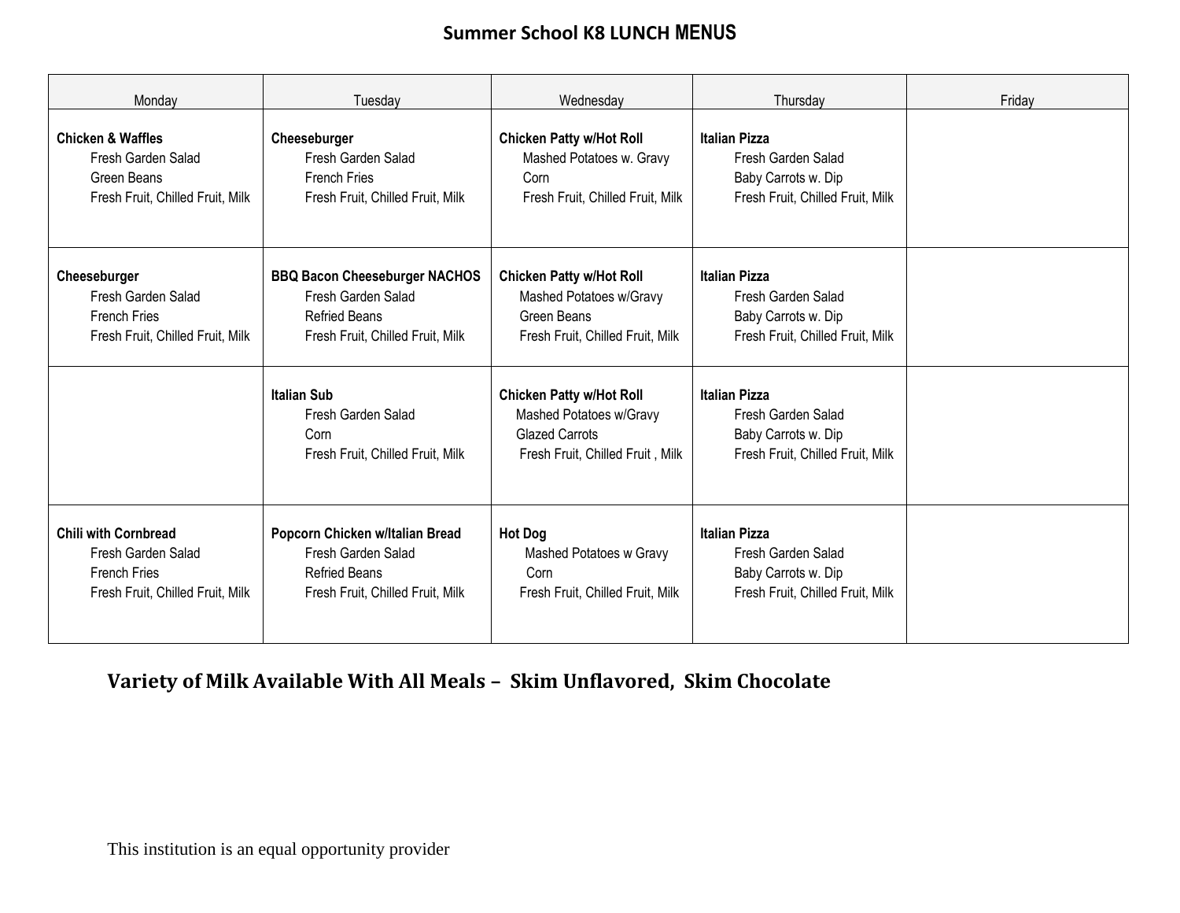# Summer School K8 LUNCH MENUS

| Monday | Tuesday | Wednesday | Thursday | Friday |
|---|---|---|---|---|
| **Chicken & Waffles**<br>Fresh Garden Salad<br>Green Beans<br>Fresh Fruit, Chilled Fruit, Milk | **Cheeseburger**<br>Fresh Garden Salad<br>French Fries<br>Fresh Fruit, Chilled Fruit, Milk | **Chicken Patty w/Hot Roll**<br>Mashed Potatoes w. Gravy<br>Corn<br>Fresh Fruit, Chilled Fruit, Milk | **Italian Pizza**<br>Fresh Garden Salad<br>Baby Carrots w. Dip<br>Fresh Fruit, Chilled Fruit, Milk | |
| **Cheeseburger**<br>Fresh Garden Salad<br>French Fries<br>Fresh Fruit, Chilled Fruit, Milk | **BBQ Bacon Cheeseburger NACHOS**<br>Fresh Garden Salad<br>Refried Beans<br>Fresh Fruit, Chilled Fruit, Milk | **Chicken Patty w/Hot Roll**<br>Mashed Potatoes w/Gravy<br>Green Beans<br>Fresh Fruit, Chilled Fruit, Milk | **Italian Pizza**<br>Fresh Garden Salad<br>Baby Carrots w. Dip<br>Fresh Fruit, Chilled Fruit, Milk | |
| | **Italian Sub**<br>Fresh Garden Salad<br>Corn<br>Fresh Fruit, Chilled Fruit, Milk | **Chicken Patty w/Hot Roll**<br>Mashed Potatoes w/Gravy<br>Glazed Carrots<br>Fresh Fruit, Chilled Fruit , Milk | **Italian Pizza**<br>Fresh Garden Salad<br>Baby Carrots w. Dip<br>Fresh Fruit, Chilled Fruit, Milk | |
| **Chili with Cornbread**<br>Fresh Garden Salad<br>French Fries<br>Fresh Fruit, Chilled Fruit, Milk | **Popcorn Chicken w/Italian Bread**<br>Fresh Garden Salad<br>Refried Beans<br>Fresh Fruit, Chilled Fruit, Milk | **Hot Dog**<br>Mashed Potatoes w Gravy<br>Corn<br>Fresh Fruit, Chilled Fruit, Milk | **Italian Pizza**<br>Fresh Garden Salad<br>Baby Carrots w. Dip<br>Fresh Fruit, Chilled Fruit, Milk | |

**Variety of Milk Available With All Meals – Skim Unflavored, Skim Chocolate**

This institution is an equal opportunity provider